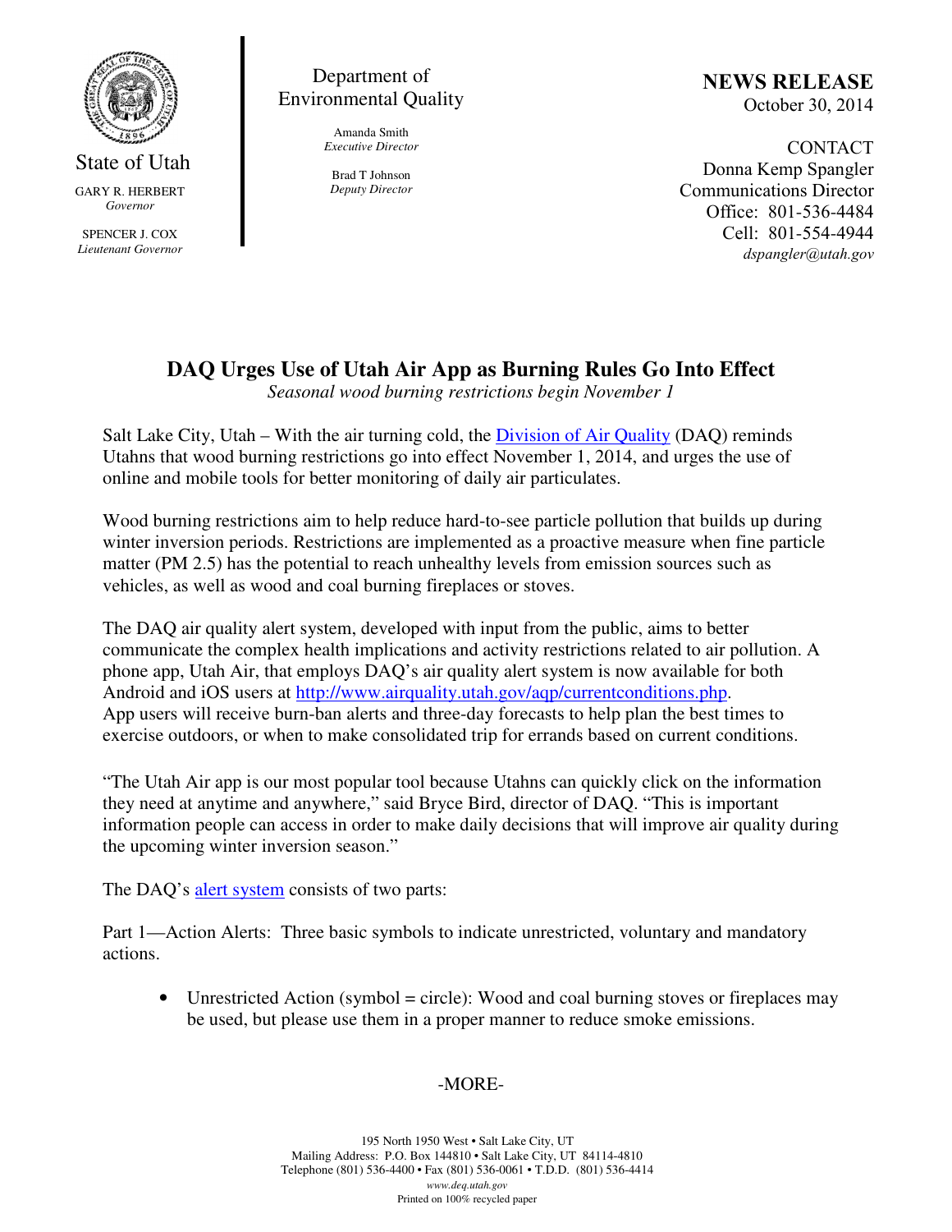State of Utah

GARY R. HERBERT
*Governor*

SPENCER J. COX
*Lieutenant Governor*

Department of Environmental Quality

Amanda Smith
*Executive Director*

Brad T Johnson
*Deputy Director*

**NEWS RELEASE**
October 30, 2014

CONTACT
Donna Kemp Spangler
Communications Director
Office: 801-536-4484
Cell: 801-554-4944
*dspangler@utah.gov*

# DAQ Urges Use of Utah Air App as Burning Rules Go Into Effect

*Seasonal wood burning restrictions begin November 1*

Salt Lake City, Utah – With the air turning cold, the Division of Air Quality (DAQ) reminds Utahns that wood burning restrictions go into effect November 1, 2014, and urges the use of online and mobile tools for better monitoring of daily air particulates.

Wood burning restrictions aim to help reduce hard-to-see particle pollution that builds up during winter inversion periods. Restrictions are implemented as a proactive measure when fine particle matter (PM 2.5) has the potential to reach unhealthy levels from emission sources such as vehicles, as well as wood and coal burning fireplaces or stoves.

The DAQ air quality alert system, developed with input from the public, aims to better communicate the complex health implications and activity restrictions related to air pollution. A phone app, Utah Air, that employs DAQ's air quality alert system is now available for both Android and iOS users at http://www.airquality.utah.gov/aqp/currentconditions.php. App users will receive burn-ban alerts and three-day forecasts to help plan the best times to exercise outdoors, or when to make consolidated trip for errands based on current conditions.

"The Utah Air app is our most popular tool because Utahns can quickly click on the information they need at anytime and anywhere," said Bryce Bird, director of DAQ. "This is important information people can access in order to make daily decisions that will improve air quality during the upcoming winter inversion season."

The DAQ's alert system consists of two parts:

Part 1—Action Alerts: Three basic symbols to indicate unrestricted, voluntary and mandatory actions.

- Unrestricted Action (symbol = circle): Wood and coal burning stoves or fireplaces may be used, but please use them in a proper manner to reduce smoke emissions.

-MORE-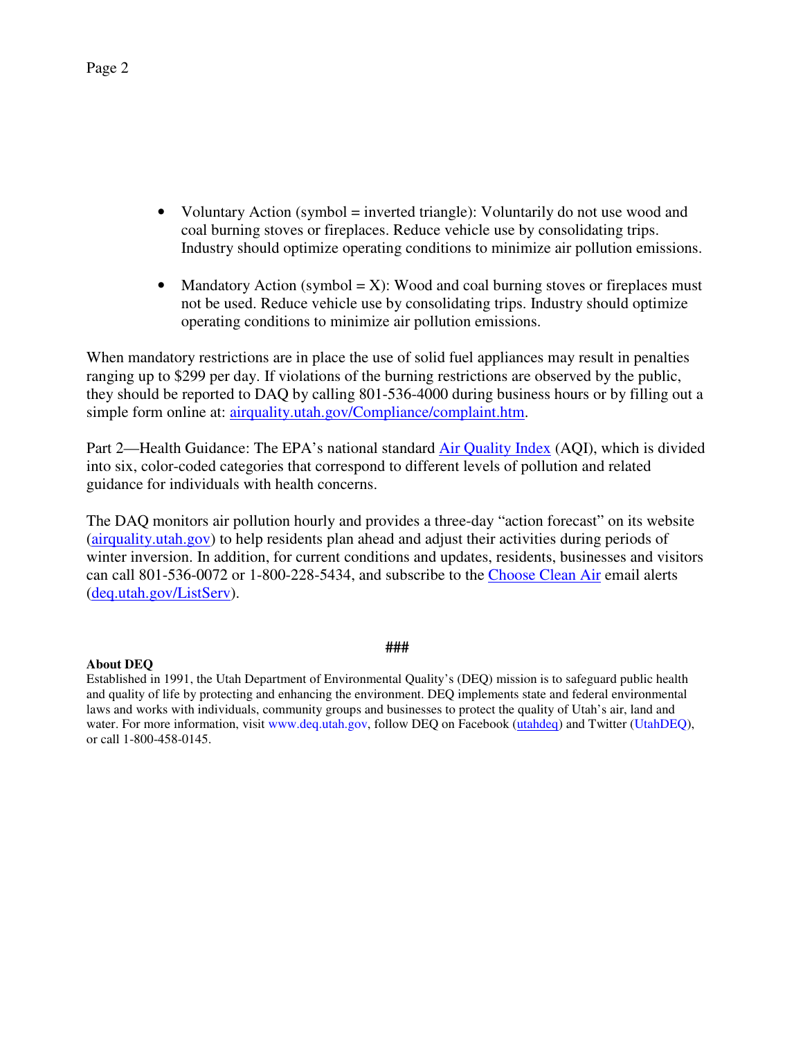- Voluntary Action (symbol = inverted triangle): Voluntarily do not use wood and coal burning stoves or fireplaces. Reduce vehicle use by consolidating trips. Industry should optimize operating conditions to minimize air pollution emissions.

- Mandatory Action (symbol = X): Wood and coal burning stoves or fireplaces must not be used. Reduce vehicle use by consolidating trips. Industry should optimize operating conditions to minimize air pollution emissions.

When mandatory restrictions are in place the use of solid fuel appliances may result in penalties ranging up to $299 per day. If violations of the burning restrictions are observed by the public, they should be reported to DAQ by calling 801-536-4000 during business hours or by filling out a simple form online at: airquality.utah.gov/Compliance/complaint.htm.

Part 2—Health Guidance: The EPA's national standard Air Quality Index (AQI), which is divided into six, color-coded categories that correspond to different levels of pollution and related guidance for individuals with health concerns.

The DAQ monitors air pollution hourly and provides a three-day "action forecast" on its website (airquality.utah.gov) to help residents plan ahead and adjust their activities during periods of winter inversion. In addition, for current conditions and updates, residents, businesses and visitors can call 801-536-0072 or 1-800-228-5434, and subscribe to the Choose Clean Air email alerts (deq.utah.gov/ListServ).

###

**About DEQ**

Established in 1991, the Utah Department of Environmental Quality's (DEQ) mission is to safeguard public health and quality of life by protecting and enhancing the environment. DEQ implements state and federal environmental laws and works with individuals, community groups and businesses to protect the quality of Utah's air, land and water. For more information, visit www.deq.utah.gov, follow DEQ on Facebook (utahdeq) and Twitter (UtahDEQ), or call 1-800-458-0145.